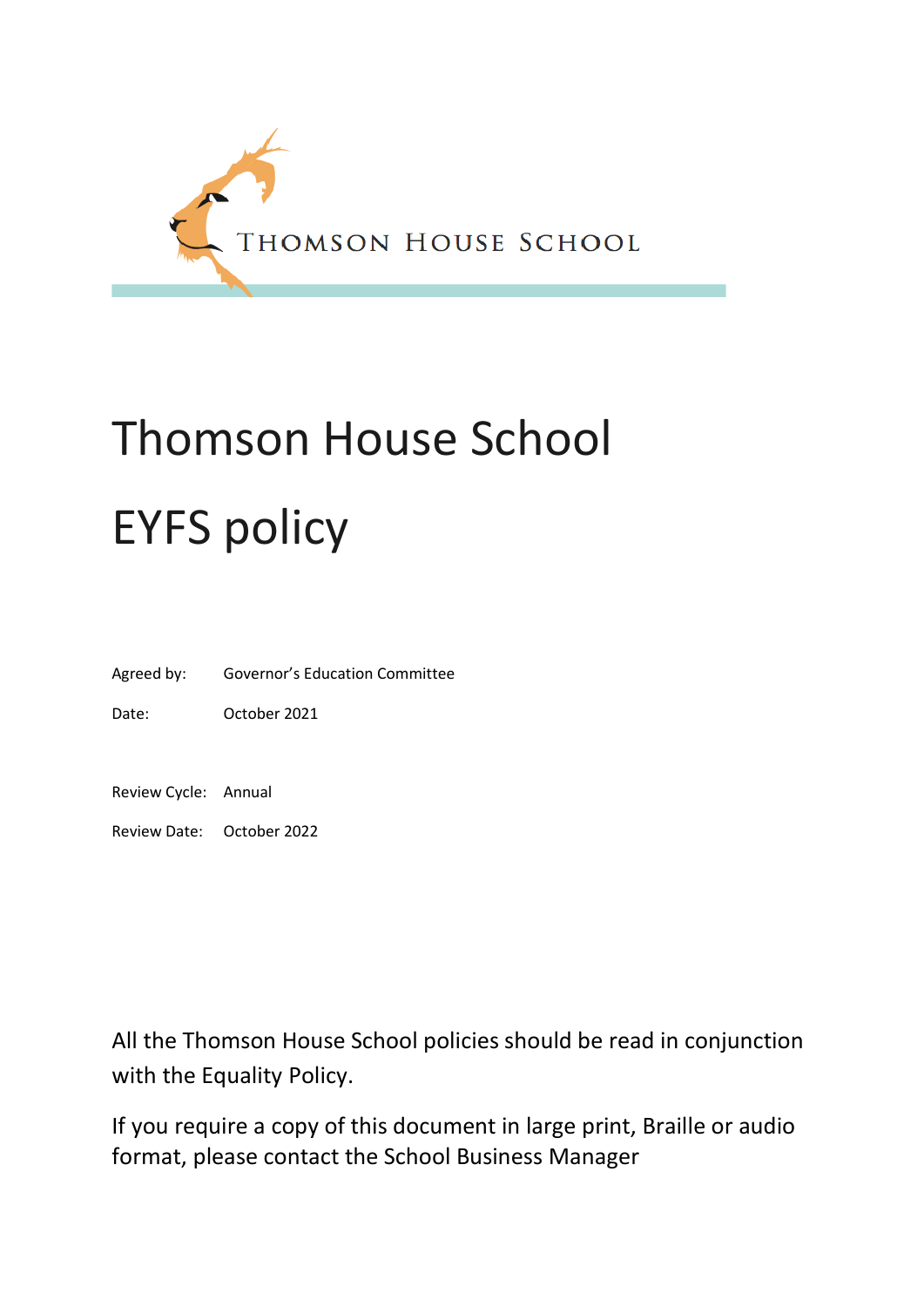# Thomson House School

# EYFS policy

Agreed by: Governor's Education Committee

Date: October 2021

Review Cycle: Annual

Review Date: October 2022

All the Thomson House School policies should be read in conjunction with the Equality Policy.

If you require a copy of this document in large print, Braille or audio format, please contact the School Business Manager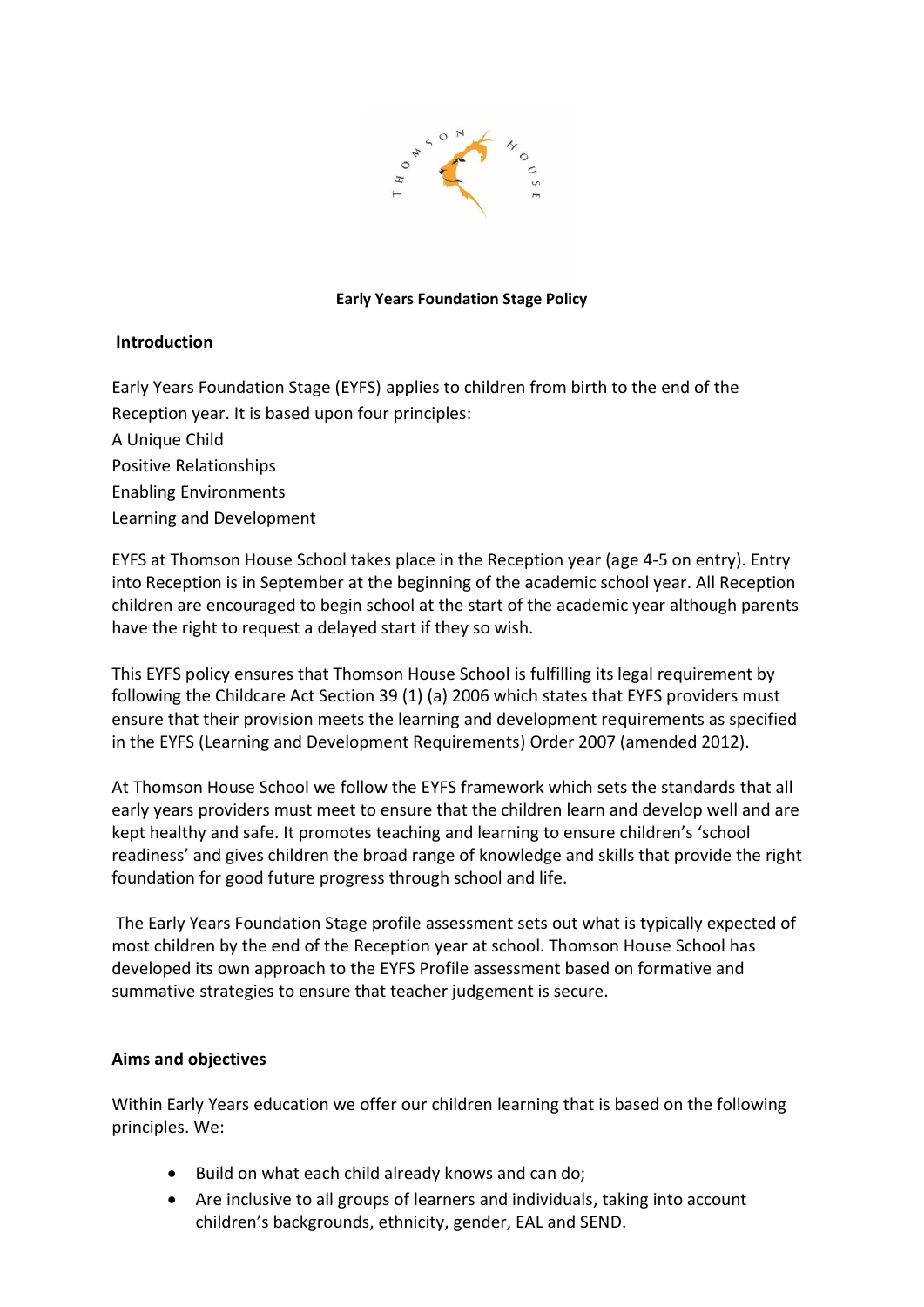**Early Years Foundation Stage Policy**

## Introduction

Early Years Foundation Stage (EYFS) applies to children from birth to the end of the Reception year. It is based upon four principles:
A Unique Child
Positive Relationships
Enabling Environments
Learning and Development

EYFS at Thomson House School takes place in the Reception year (age 4-5 on entry). Entry into Reception is in September at the beginning of the academic school year. All Reception children are encouraged to begin school at the start of the academic year although parents have the right to request a delayed start if they so wish.

This EYFS policy ensures that Thomson House School is fulfilling its legal requirement by following the Childcare Act Section 39 (1) (a) 2006 which states that EYFS providers must ensure that their provision meets the learning and development requirements as specified in the EYFS (Learning and Development Requirements) Order 2007 (amended 2012).

At Thomson House School we follow the EYFS framework which sets the standards that all early years providers must meet to ensure that the children learn and develop well and are kept healthy and safe. It promotes teaching and learning to ensure children's 'school readiness' and gives children the broad range of knowledge and skills that provide the right foundation for good future progress through school and life.

The Early Years Foundation Stage profile assessment sets out what is typically expected of most children by the end of the Reception year at school. Thomson House School has developed its own approach to the EYFS Profile assessment based on formative and summative strategies to ensure that teacher judgement is secure.

## Aims and objectives

Within Early Years education we offer our children learning that is based on the following principles. We:

- Build on what each child already knows and can do;
- Are inclusive to all groups of learners and individuals, taking into account children's backgrounds, ethnicity, gender, EAL and SEND.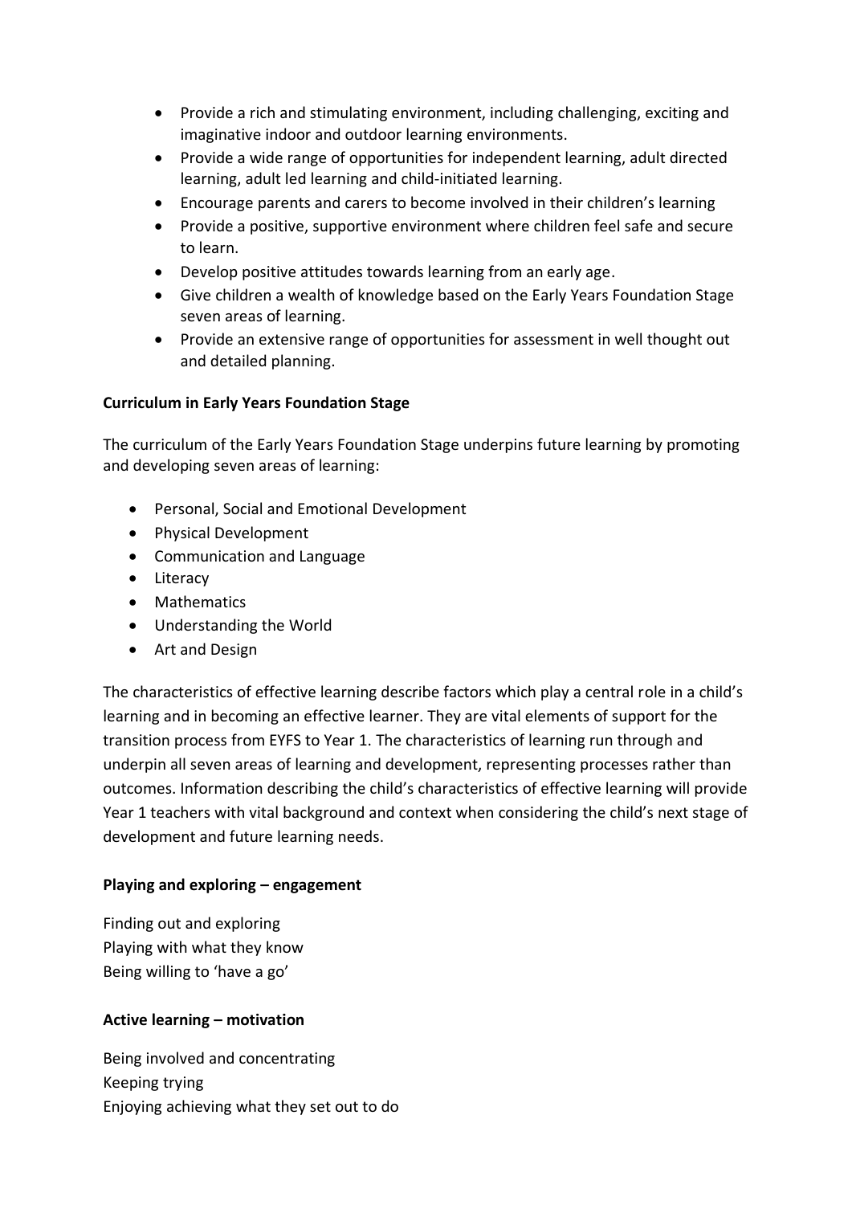- Provide a rich and stimulating environment, including challenging, exciting and imaginative indoor and outdoor learning environments.
- Provide a wide range of opportunities for independent learning, adult directed learning, adult led learning and child-initiated learning.
- Encourage parents and carers to become involved in their children's learning
- Provide a positive, supportive environment where children feel safe and secure to learn.
- Develop positive attitudes towards learning from an early age.
- Give children a wealth of knowledge based on the Early Years Foundation Stage seven areas of learning.
- Provide an extensive range of opportunities for assessment in well thought out and detailed planning.

**Curriculum in Early Years Foundation Stage**

The curriculum of the Early Years Foundation Stage underpins future learning by promoting and developing seven areas of learning:

- Personal, Social and Emotional Development
- Physical Development
- Communication and Language
- Literacy
- Mathematics
- Understanding the World
- Art and Design

The characteristics of effective learning describe factors which play a central role in a child's learning and in becoming an effective learner. They are vital elements of support for the transition process from EYFS to Year 1. The characteristics of learning run through and underpin all seven areas of learning and development, representing processes rather than outcomes. Information describing the child's characteristics of effective learning will provide Year 1 teachers with vital background and context when considering the child's next stage of development and future learning needs.

**Playing and exploring – engagement**

Finding out and exploring
Playing with what they know
Being willing to 'have a go'

**Active learning – motivation**

Being involved and concentrating
Keeping trying
Enjoying achieving what they set out to do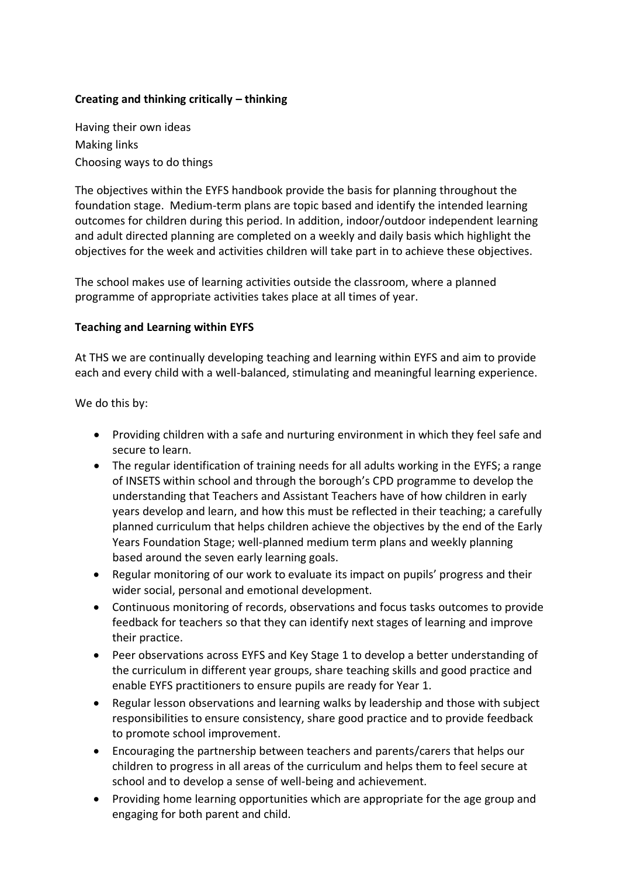**Creating and thinking critically – thinking**

Having their own ideas
Making links
Choosing ways to do things

The objectives within the EYFS handbook provide the basis for planning throughout the foundation stage. Medium-term plans are topic based and identify the intended learning outcomes for children during this period. In addition, indoor/outdoor independent learning and adult directed planning are completed on a weekly and daily basis which highlight the objectives for the week and activities children will take part in to achieve these objectives.

The school makes use of learning activities outside the classroom, where a planned programme of appropriate activities takes place at all times of year.

**Teaching and Learning within EYFS**

At THS we are continually developing teaching and learning within EYFS and aim to provide each and every child with a well-balanced, stimulating and meaningful learning experience.

We do this by:

- Providing children with a safe and nurturing environment in which they feel safe and secure to learn.
- The regular identification of training needs for all adults working in the EYFS; a range of INSETS within school and through the borough's CPD programme to develop the understanding that Teachers and Assistant Teachers have of how children in early years develop and learn, and how this must be reflected in their teaching; a carefully planned curriculum that helps children achieve the objectives by the end of the Early Years Foundation Stage; well-planned medium term plans and weekly planning based around the seven early learning goals.
- Regular monitoring of our work to evaluate its impact on pupils' progress and their wider social, personal and emotional development.
- Continuous monitoring of records, observations and focus tasks outcomes to provide feedback for teachers so that they can identify next stages of learning and improve their practice.
- Peer observations across EYFS and Key Stage 1 to develop a better understanding of the curriculum in different year groups, share teaching skills and good practice and enable EYFS practitioners to ensure pupils are ready for Year 1.
- Regular lesson observations and learning walks by leadership and those with subject responsibilities to ensure consistency, share good practice and to provide feedback to promote school improvement.
- Encouraging the partnership between teachers and parents/carers that helps our children to progress in all areas of the curriculum and helps them to feel secure at school and to develop a sense of well-being and achievement.
- Providing home learning opportunities which are appropriate for the age group and engaging for both parent and child.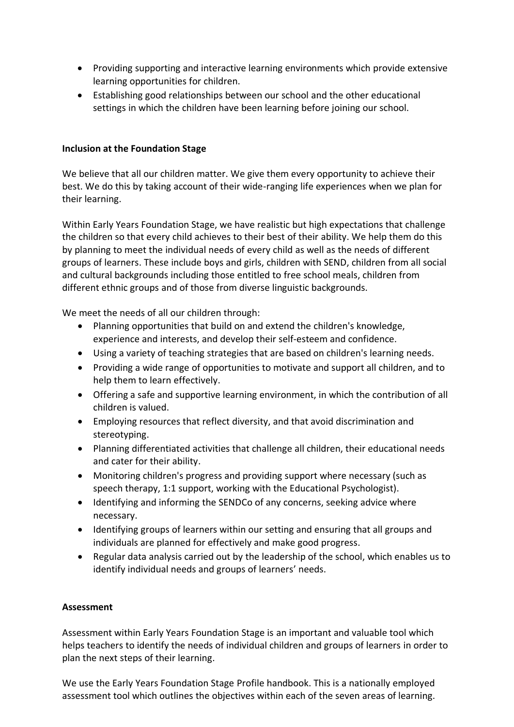- Providing supporting and interactive learning environments which provide extensive learning opportunities for children.
- Establishing good relationships between our school and the other educational settings in which the children have been learning before joining our school.

**Inclusion at the Foundation Stage**

We believe that all our children matter. We give them every opportunity to achieve their best. We do this by taking account of their wide-ranging life experiences when we plan for their learning.

Within Early Years Foundation Stage, we have realistic but high expectations that challenge the children so that every child achieves to their best of their ability. We help them do this by planning to meet the individual needs of every child as well as the needs of different groups of learners. These include boys and girls, children with SEND, children from all social and cultural backgrounds including those entitled to free school meals, children from different ethnic groups and of those from diverse linguistic backgrounds.

We meet the needs of all our children through:

- Planning opportunities that build on and extend the children's knowledge, experience and interests, and develop their self-esteem and confidence.
- Using a variety of teaching strategies that are based on children's learning needs.
- Providing a wide range of opportunities to motivate and support all children, and to help them to learn effectively.
- Offering a safe and supportive learning environment, in which the contribution of all children is valued.
- Employing resources that reflect diversity, and that avoid discrimination and stereotyping.
- Planning differentiated activities that challenge all children, their educational needs and cater for their ability.
- Monitoring children's progress and providing support where necessary (such as speech therapy, 1:1 support, working with the Educational Psychologist).
- Identifying and informing the SENDCo of any concerns, seeking advice where necessary.
- Identifying groups of learners within our setting and ensuring that all groups and individuals are planned for effectively and make good progress.
- Regular data analysis carried out by the leadership of the school, which enables us to identify individual needs and groups of learners' needs.

**Assessment**

Assessment within Early Years Foundation Stage is an important and valuable tool which helps teachers to identify the needs of individual children and groups of learners in order to plan the next steps of their learning.

We use the Early Years Foundation Stage Profile handbook. This is a nationally employed assessment tool which outlines the objectives within each of the seven areas of learning.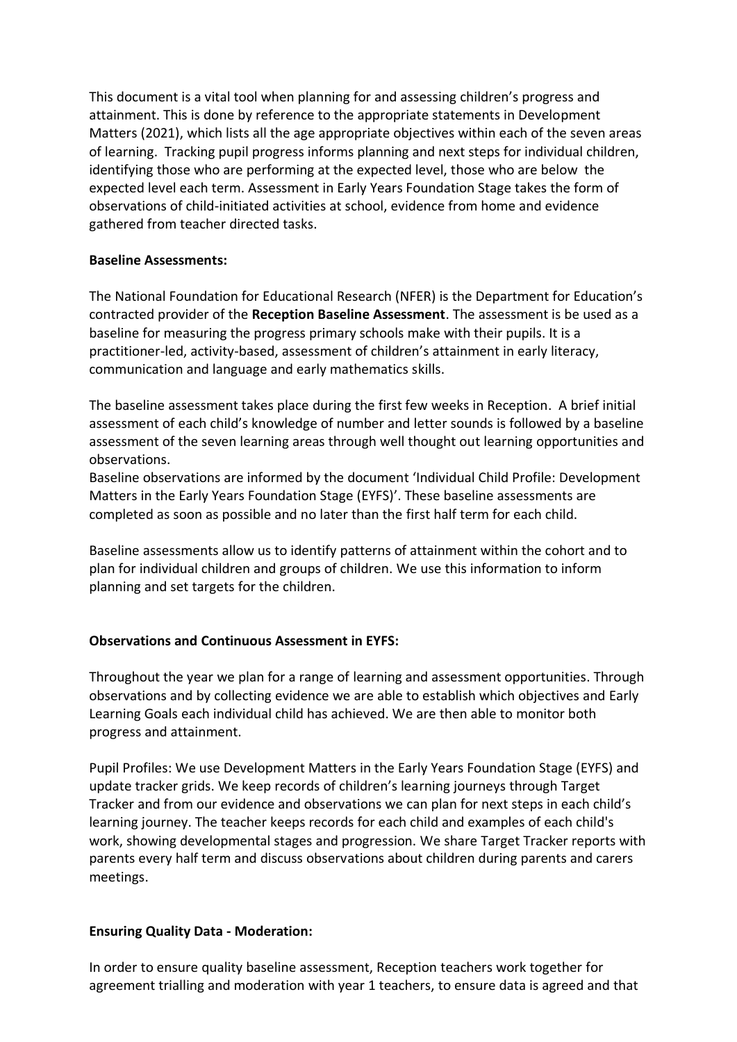This document is a vital tool when planning for and assessing children's progress and attainment. This is done by reference to the appropriate statements in Development Matters (2021), which lists all the age appropriate objectives within each of the seven areas of learning. Tracking pupil progress informs planning and next steps for individual children, identifying those who are performing at the expected level, those who are below the expected level each term. Assessment in Early Years Foundation Stage takes the form of observations of child-initiated activities at school, evidence from home and evidence gathered from teacher directed tasks.

**Baseline Assessments:**

The National Foundation for Educational Research (NFER) is the Department for Education's contracted provider of the **Reception Baseline Assessment**. The assessment is be used as a baseline for measuring the progress primary schools make with their pupils. It is a practitioner-led, activity-based, assessment of children's attainment in early literacy, communication and language and early mathematics skills.

The baseline assessment takes place during the first few weeks in Reception. A brief initial assessment of each child's knowledge of number and letter sounds is followed by a baseline assessment of the seven learning areas through well thought out learning opportunities and observations.
Baseline observations are informed by the document 'Individual Child Profile: Development Matters in the Early Years Foundation Stage (EYFS)'. These baseline assessments are completed as soon as possible and no later than the first half term for each child.

Baseline assessments allow us to identify patterns of attainment within the cohort and to plan for individual children and groups of children. We use this information to inform planning and set targets for the children.

**Observations and Continuous Assessment in EYFS:**

Throughout the year we plan for a range of learning and assessment opportunities. Through observations and by collecting evidence we are able to establish which objectives and Early Learning Goals each individual child has achieved. We are then able to monitor both progress and attainment.

Pupil Profiles: We use Development Matters in the Early Years Foundation Stage (EYFS) and update tracker grids. We keep records of children's learning journeys through Target Tracker and from our evidence and observations we can plan for next steps in each child's learning journey. The teacher keeps records for each child and examples of each child's work, showing developmental stages and progression. We share Target Tracker reports with parents every half term and discuss observations about children during parents and carers meetings.

**Ensuring Quality Data - Moderation:**

In order to ensure quality baseline assessment, Reception teachers work together for agreement trialling and moderation with year 1 teachers, to ensure data is agreed and that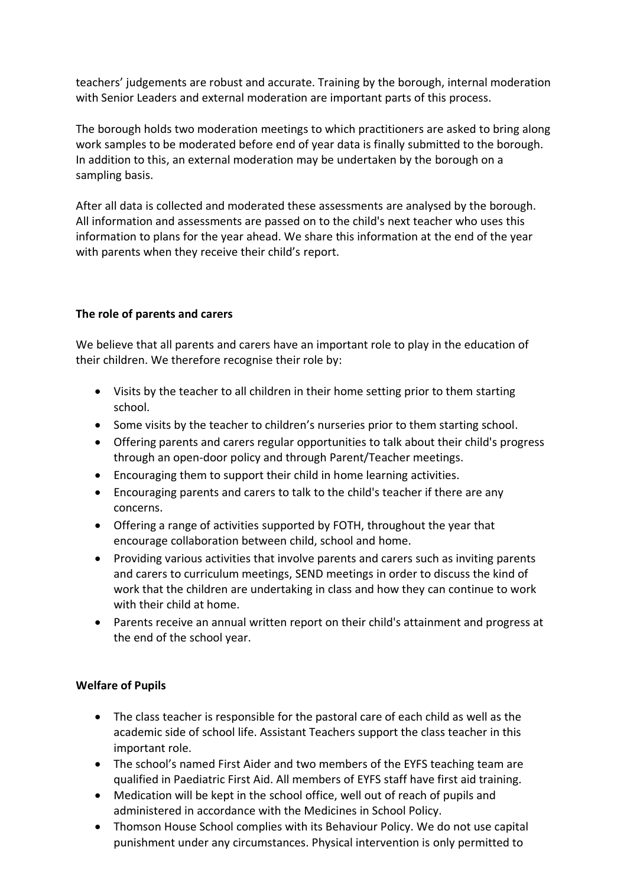teachers' judgements are robust and accurate. Training by the borough, internal moderation with Senior Leaders and external moderation are important parts of this process.

The borough holds two moderation meetings to which practitioners are asked to bring along work samples to be moderated before end of year data is finally submitted to the borough. In addition to this, an external moderation may be undertaken by the borough on a sampling basis.

After all data is collected and moderated these assessments are analysed by the borough. All information and assessments are passed on to the child's next teacher who uses this information to plans for the year ahead. We share this information at the end of the year with parents when they receive their child's report.

**The role of parents and carers**

We believe that all parents and carers have an important role to play in the education of their children. We therefore recognise their role by:

- Visits by the teacher to all children in their home setting prior to them starting school.
- Some visits by the teacher to children's nurseries prior to them starting school.
- Offering parents and carers regular opportunities to talk about their child's progress through an open-door policy and through Parent/Teacher meetings.
- Encouraging them to support their child in home learning activities.
- Encouraging parents and carers to talk to the child's teacher if there are any concerns.
- Offering a range of activities supported by FOTH, throughout the year that encourage collaboration between child, school and home.
- Providing various activities that involve parents and carers such as inviting parents and carers to curriculum meetings, SEND meetings in order to discuss the kind of work that the children are undertaking in class and how they can continue to work with their child at home.
- Parents receive an annual written report on their child's attainment and progress at the end of the school year.

**Welfare of Pupils**

- The class teacher is responsible for the pastoral care of each child as well as the academic side of school life. Assistant Teachers support the class teacher in this important role.
- The school's named First Aider and two members of the EYFS teaching team are qualified in Paediatric First Aid. All members of EYFS staff have first aid training.
- Medication will be kept in the school office, well out of reach of pupils and administered in accordance with the Medicines in School Policy.
- Thomson House School complies with its Behaviour Policy. We do not use capital punishment under any circumstances. Physical intervention is only permitted to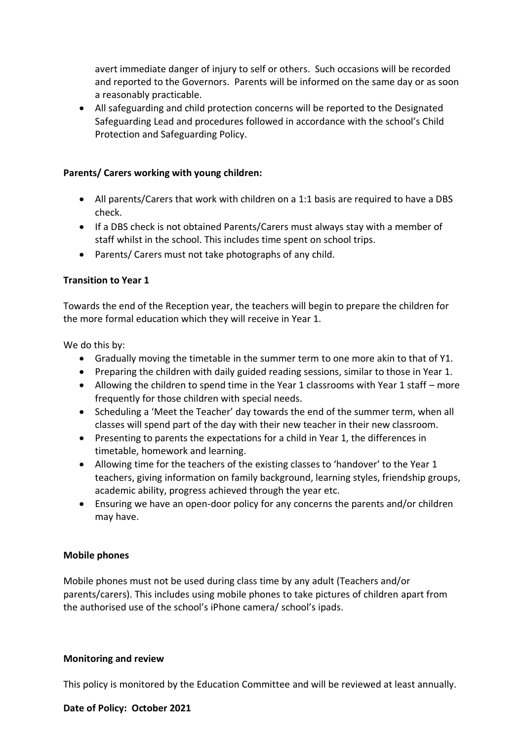avert immediate danger of injury to self or others. Such occasions will be recorded and reported to the Governors. Parents will be informed on the same day or as soon a reasonably practicable.
- All safeguarding and child protection concerns will be reported to the Designated Safeguarding Lead and procedures followed in accordance with the school's Child Protection and Safeguarding Policy.

**Parents/ Carers working with young children:**

- All parents/Carers that work with children on a 1:1 basis are required to have a DBS check.
- If a DBS check is not obtained Parents/Carers must always stay with a member of staff whilst in the school. This includes time spent on school trips.
- Parents/ Carers must not take photographs of any child.

**Transition to Year 1**

Towards the end of the Reception year, the teachers will begin to prepare the children for the more formal education which they will receive in Year 1.

We do this by:

- Gradually moving the timetable in the summer term to one more akin to that of Y1.
- Preparing the children with daily guided reading sessions, similar to those in Year 1.
- Allowing the children to spend time in the Year 1 classrooms with Year 1 staff – more frequently for those children with special needs.
- Scheduling a 'Meet the Teacher' day towards the end of the summer term, when all classes will spend part of the day with their new teacher in their new classroom.
- Presenting to parents the expectations for a child in Year 1, the differences in timetable, homework and learning.
- Allowing time for the teachers of the existing classes to 'handover' to the Year 1 teachers, giving information on family background, learning styles, friendship groups, academic ability, progress achieved through the year etc.
- Ensuring we have an open-door policy for any concerns the parents and/or children may have.

**Mobile phones**

Mobile phones must not be used during class time by any adult (Teachers and/or parents/carers). This includes using mobile phones to take pictures of children apart from the authorised use of the school's iPhone camera/ school's ipads.

**Monitoring and review**

This policy is monitored by the Education Committee and will be reviewed at least annually.

**Date of Policy: October 2021**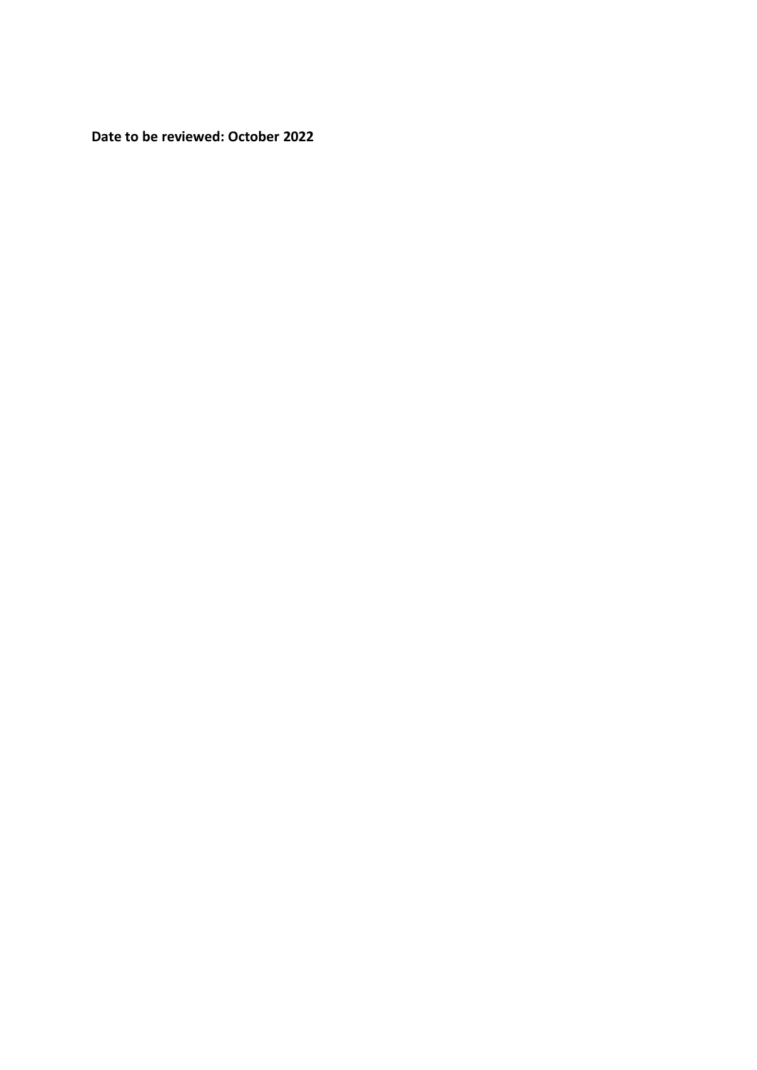**Date to be reviewed: October 2022**